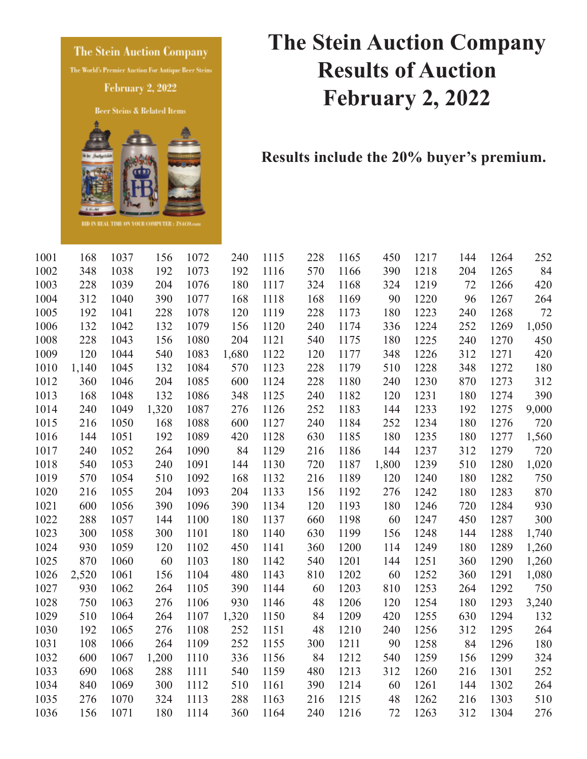# The Stein Auction Company Results of Auction February 2, 2022

**Results include the 20% buyer's premium.**

| Lot | Price | Lot | Price | Lot | Price | Lot | Price | Lot | Price | Lot | Price | Lot | Price |
|---|---|---|---|---|---|---|---|---|---|---|---|---|---|
| 1001 | 168 | 1037 | 156 | 1072 | 240 | 1115 | 228 | 1165 | 450 | 1217 | 144 | 1264 | 252 |
| 1002 | 348 | 1038 | 192 | 1073 | 192 | 1116 | 570 | 1166 | 390 | 1218 | 204 | 1265 | 84 |
| 1003 | 228 | 1039 | 204 | 1076 | 180 | 1117 | 324 | 1168 | 324 | 1219 | 72 | 1266 | 420 |
| 1004 | 312 | 1040 | 390 | 1077 | 168 | 1118 | 168 | 1169 | 90 | 1220 | 96 | 1267 | 264 |
| 1005 | 192 | 1041 | 228 | 1078 | 120 | 1119 | 228 | 1173 | 180 | 1223 | 240 | 1268 | 72 |
| 1006 | 132 | 1042 | 132 | 1079 | 156 | 1120 | 240 | 1174 | 336 | 1224 | 252 | 1269 | 1,050 |
| 1008 | 228 | 1043 | 156 | 1080 | 204 | 1121 | 540 | 1175 | 180 | 1225 | 240 | 1270 | 450 |
| 1009 | 120 | 1044 | 540 | 1083 | 1,680 | 1122 | 120 | 1177 | 348 | 1226 | 312 | 1271 | 420 |
| 1010 | 1,140 | 1045 | 132 | 1084 | 570 | 1123 | 228 | 1179 | 510 | 1228 | 348 | 1272 | 180 |
| 1012 | 360 | 1046 | 204 | 1085 | 600 | 1124 | 228 | 1180 | 240 | 1230 | 870 | 1273 | 312 |
| 1013 | 168 | 1048 | 132 | 1086 | 348 | 1125 | 240 | 1182 | 120 | 1231 | 180 | 1274 | 390 |
| 1014 | 240 | 1049 | 1,320 | 1087 | 276 | 1126 | 252 | 1183 | 144 | 1233 | 192 | 1275 | 9,000 |
| 1015 | 216 | 1050 | 168 | 1088 | 600 | 1127 | 240 | 1184 | 252 | 1234 | 180 | 1276 | 720 |
| 1016 | 144 | 1051 | 192 | 1089 | 420 | 1128 | 630 | 1185 | 180 | 1235 | 180 | 1277 | 1,560 |
| 1017 | 240 | 1052 | 264 | 1090 | 84 | 1129 | 216 | 1186 | 144 | 1237 | 312 | 1279 | 720 |
| 1018 | 540 | 1053 | 240 | 1091 | 144 | 1130 | 720 | 1187 | 1,800 | 1239 | 510 | 1280 | 1,020 |
| 1019 | 570 | 1054 | 510 | 1092 | 168 | 1132 | 216 | 1189 | 120 | 1240 | 180 | 1282 | 750 |
| 1020 | 216 | 1055 | 204 | 1093 | 204 | 1133 | 156 | 1192 | 276 | 1242 | 180 | 1283 | 870 |
| 1021 | 600 | 1056 | 390 | 1096 | 390 | 1134 | 120 | 1193 | 180 | 1246 | 720 | 1284 | 930 |
| 1022 | 288 | 1057 | 144 | 1100 | 180 | 1137 | 660 | 1198 | 60 | 1247 | 450 | 1287 | 300 |
| 1023 | 300 | 1058 | 300 | 1101 | 180 | 1140 | 630 | 1199 | 156 | 1248 | 144 | 1288 | 1,740 |
| 1024 | 930 | 1059 | 120 | 1102 | 450 | 1141 | 360 | 1200 | 114 | 1249 | 180 | 1289 | 1,260 |
| 1025 | 870 | 1060 | 60 | 1103 | 180 | 1142 | 540 | 1201 | 144 | 1251 | 360 | 1290 | 1,260 |
| 1026 | 2,520 | 1061 | 156 | 1104 | 480 | 1143 | 810 | 1202 | 60 | 1252 | 360 | 1291 | 1,080 |
| 1027 | 930 | 1062 | 264 | 1105 | 390 | 1144 | 60 | 1203 | 810 | 1253 | 264 | 1292 | 750 |
| 1028 | 750 | 1063 | 276 | 1106 | 930 | 1146 | 48 | 1206 | 120 | 1254 | 180 | 1293 | 3,240 |
| 1029 | 510 | 1064 | 264 | 1107 | 1,320 | 1150 | 84 | 1209 | 420 | 1255 | 630 | 1294 | 132 |
| 1030 | 192 | 1065 | 276 | 1108 | 252 | 1151 | 48 | 1210 | 240 | 1256 | 312 | 1295 | 264 |
| 1031 | 108 | 1066 | 264 | 1109 | 252 | 1155 | 300 | 1211 | 90 | 1258 | 84 | 1296 | 180 |
| 1032 | 600 | 1067 | 1,200 | 1110 | 336 | 1156 | 84 | 1212 | 540 | 1259 | 156 | 1299 | 324 |
| 1033 | 690 | 1068 | 288 | 1111 | 540 | 1159 | 480 | 1213 | 312 | 1260 | 216 | 1301 | 252 |
| 1034 | 840 | 1069 | 300 | 1112 | 510 | 1161 | 390 | 1214 | 60 | 1261 | 144 | 1302 | 264 |
| 1035 | 276 | 1070 | 324 | 1113 | 288 | 1163 | 216 | 1215 | 48 | 1262 | 216 | 1303 | 510 |
| 1036 | 156 | 1071 | 180 | 1114 | 360 | 1164 | 240 | 1216 | 72 | 1263 | 312 | 1304 | 276 |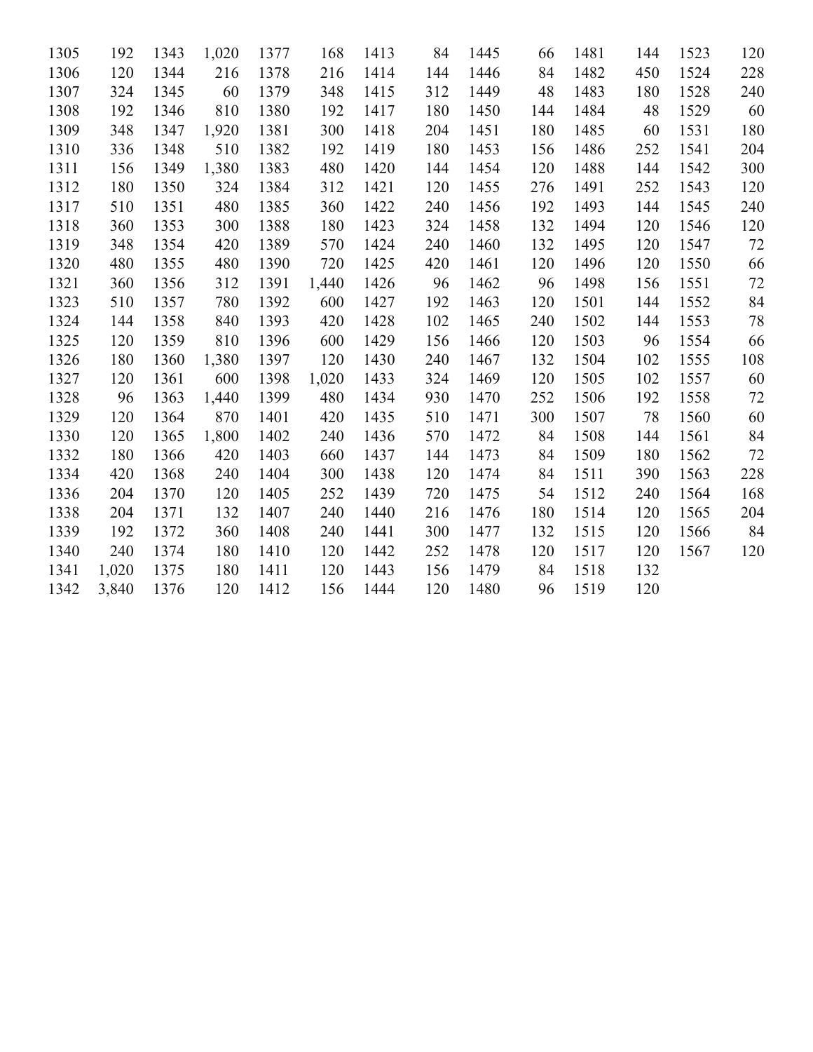| | | | | | | | | | | | | | |
|---|---|---|---|---|---|---|---|---|---|---|---|---|---|
| 1305 | 192 | 1343 | 1,020 | 1377 | 168 | 1413 | 84 | 1445 | 66 | 1481 | 144 | 1523 | 120 |
| 1306 | 120 | 1344 | 216 | 1378 | 216 | 1414 | 144 | 1446 | 84 | 1482 | 450 | 1524 | 228 |
| 1307 | 324 | 1345 | 60 | 1379 | 348 | 1415 | 312 | 1449 | 48 | 1483 | 180 | 1528 | 240 |
| 1308 | 192 | 1346 | 810 | 1380 | 192 | 1417 | 180 | 1450 | 144 | 1484 | 48 | 1529 | 60 |
| 1309 | 348 | 1347 | 1,920 | 1381 | 300 | 1418 | 204 | 1451 | 180 | 1485 | 60 | 1531 | 180 |
| 1310 | 336 | 1348 | 510 | 1382 | 192 | 1419 | 180 | 1453 | 156 | 1486 | 252 | 1541 | 204 |
| 1311 | 156 | 1349 | 1,380 | 1383 | 480 | 1420 | 144 | 1454 | 120 | 1488 | 144 | 1542 | 300 |
| 1312 | 180 | 1350 | 324 | 1384 | 312 | 1421 | 120 | 1455 | 276 | 1491 | 252 | 1543 | 120 |
| 1317 | 510 | 1351 | 480 | 1385 | 360 | 1422 | 240 | 1456 | 192 | 1493 | 144 | 1545 | 240 |
| 1318 | 360 | 1353 | 300 | 1388 | 180 | 1423 | 324 | 1458 | 132 | 1494 | 120 | 1546 | 120 |
| 1319 | 348 | 1354 | 420 | 1389 | 570 | 1424 | 240 | 1460 | 132 | 1495 | 120 | 1547 | 72 |
| 1320 | 480 | 1355 | 480 | 1390 | 720 | 1425 | 420 | 1461 | 120 | 1496 | 120 | 1550 | 66 |
| 1321 | 360 | 1356 | 312 | 1391 | 1,440 | 1426 | 96 | 1462 | 96 | 1498 | 156 | 1551 | 72 |
| 1323 | 510 | 1357 | 780 | 1392 | 600 | 1427 | 192 | 1463 | 120 | 1501 | 144 | 1552 | 84 |
| 1324 | 144 | 1358 | 840 | 1393 | 420 | 1428 | 102 | 1465 | 240 | 1502 | 144 | 1553 | 78 |
| 1325 | 120 | 1359 | 810 | 1396 | 600 | 1429 | 156 | 1466 | 120 | 1503 | 96 | 1554 | 66 |
| 1326 | 180 | 1360 | 1,380 | 1397 | 120 | 1430 | 240 | 1467 | 132 | 1504 | 102 | 1555 | 108 |
| 1327 | 120 | 1361 | 600 | 1398 | 1,020 | 1433 | 324 | 1469 | 120 | 1505 | 102 | 1557 | 60 |
| 1328 | 96 | 1363 | 1,440 | 1399 | 480 | 1434 | 930 | 1470 | 252 | 1506 | 192 | 1558 | 72 |
| 1329 | 120 | 1364 | 870 | 1401 | 420 | 1435 | 510 | 1471 | 300 | 1507 | 78 | 1560 | 60 |
| 1330 | 120 | 1365 | 1,800 | 1402 | 240 | 1436 | 570 | 1472 | 84 | 1508 | 144 | 1561 | 84 |
| 1332 | 180 | 1366 | 420 | 1403 | 660 | 1437 | 144 | 1473 | 84 | 1509 | 180 | 1562 | 72 |
| 1334 | 420 | 1368 | 240 | 1404 | 300 | 1438 | 120 | 1474 | 84 | 1511 | 390 | 1563 | 228 |
| 1336 | 204 | 1370 | 120 | 1405 | 252 | 1439 | 720 | 1475 | 54 | 1512 | 240 | 1564 | 168 |
| 1338 | 204 | 1371 | 132 | 1407 | 240 | 1440 | 216 | 1476 | 180 | 1514 | 120 | 1565 | 204 |
| 1339 | 192 | 1372 | 360 | 1408 | 240 | 1441 | 300 | 1477 | 132 | 1515 | 120 | 1566 | 84 |
| 1340 | 240 | 1374 | 180 | 1410 | 120 | 1442 | 252 | 1478 | 120 | 1517 | 120 | 1567 | 120 |
| 1341 | 1,020 | 1375 | 180 | 1411 | 120 | 1443 | 156 | 1479 | 84 | 1518 | 132 | | |
| 1342 | 3,840 | 1376 | 120 | 1412 | 156 | 1444 | 120 | 1480 | 96 | 1519 | 120 | | |